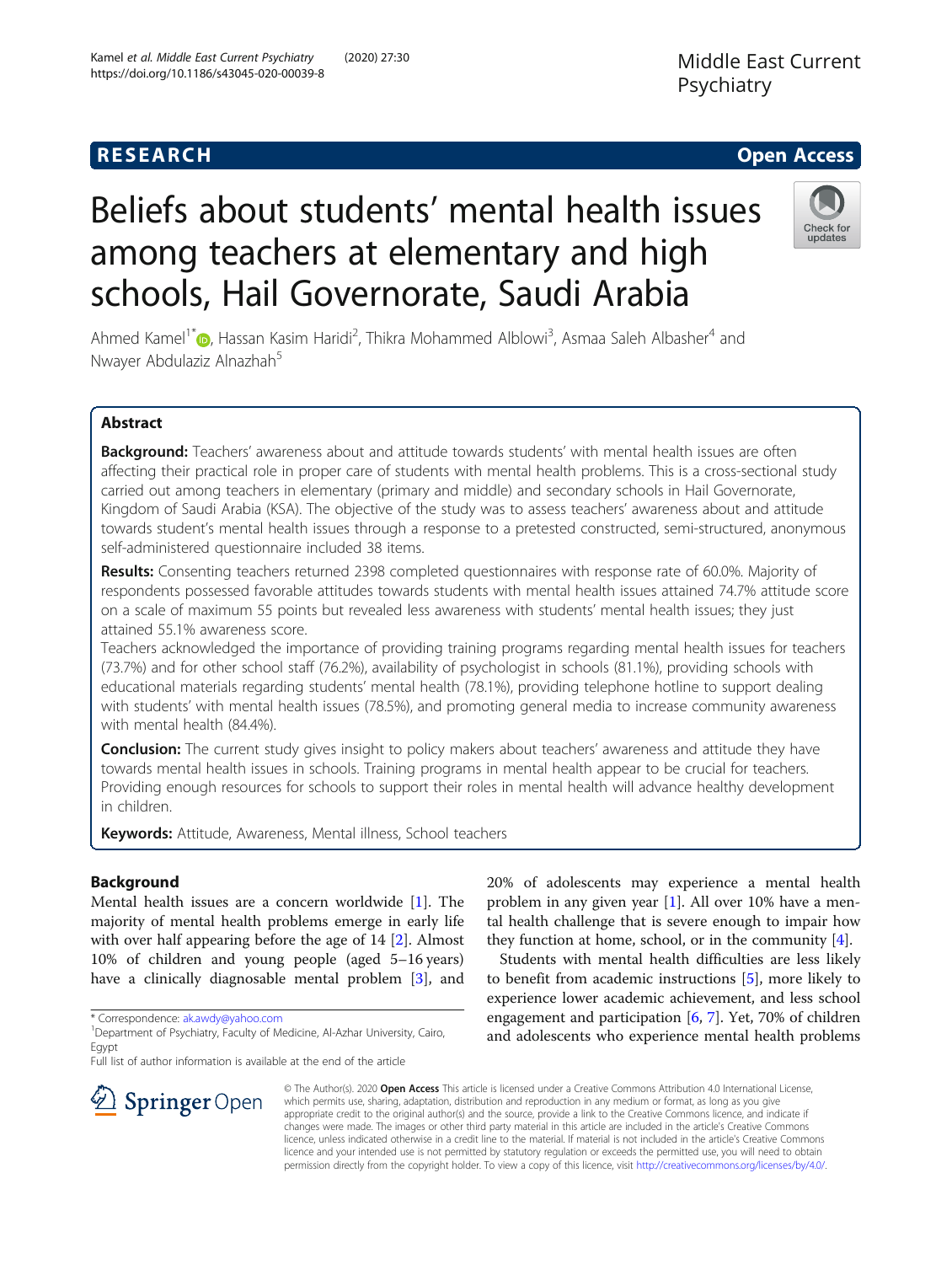RESEARCH

Open Access

# Beliefs about students' mental health issues among teachers at elementary and high schools, Hail Governorate, Saudi Arabia

Ahmed Kamel[1*], Hassan Kasim Haridi[2], Thikra Mohammed Alblowi[3], Asmaa Saleh Albasher[4] and Nwayer Abdulaziz Alnazhah[5]

## Abstract

**Background:** Teachers' awareness about and attitude towards students' with mental health issues are often affecting their practical role in proper care of students with mental health problems. This is a cross-sectional study carried out among teachers in elementary (primary and middle) and secondary schools in Hail Governorate, Kingdom of Saudi Arabia (KSA). The objective of the study was to assess teachers' awareness about and attitude towards student's mental health issues through a response to a pretested constructed, semi-structured, anonymous self-administered questionnaire included 38 items.

**Results:** Consenting teachers returned 2398 completed questionnaires with response rate of 60.0%. Majority of respondents possessed favorable attitudes towards students with mental health issues attained 74.7% attitude score on a scale of maximum 55 points but revealed less awareness with students' mental health issues; they just attained 55.1% awareness score.

Teachers acknowledged the importance of providing training programs regarding mental health issues for teachers (73.7%) and for other school staff (76.2%), availability of psychologist in schools (81.1%), providing schools with educational materials regarding students' mental health (78.1%), providing telephone hotline to support dealing with students' with mental health issues (78.5%), and promoting general media to increase community awareness with mental health (84.4%).

**Conclusion:** The current study gives insight to policy makers about teachers' awareness and attitude they have towards mental health issues in schools. Training programs in mental health appear to be crucial for teachers. Providing enough resources for schools to support their roles in mental health will advance healthy development in children.

**Keywords:** Attitude, Awareness, Mental illness, School teachers

## Background

Mental health issues are a concern worldwide [1]. The majority of mental health problems emerge in early life with over half appearing before the age of 14 [2]. Almost 10% of children and young people (aged 5–16 years) have a clinically diagnosable mental problem [3], and 20% of adolescents may experience a mental health problem in any given year [1]. All over 10% have a mental health challenge that is severe enough to impair how they function at home, school, or in the community [4].

Students with mental health difficulties are less likely to benefit from academic instructions [5], more likely to experience lower academic achievement, and less school engagement and participation [6, 7]. Yet, 70% of children and adolescents who experience mental health problems

\* Correspondence: ak.awdy@yahoo.com
[1]Department of Psychiatry, Faculty of Medicine, Al-Azhar University, Cairo, Egypt
Full list of author information is available at the end of the article

© The Author(s). 2020 **Open Access** This article is licensed under a Creative Commons Attribution 4.0 International License, which permits use, sharing, adaptation, distribution and reproduction in any medium or format, as long as you give appropriate credit to the original author(s) and the source, provide a link to the Creative Commons licence, and indicate if changes were made. The images or other third party material in this article are included in the article's Creative Commons licence, unless indicated otherwise in a credit line to the material. If material is not included in the article's Creative Commons licence and your intended use is not permitted by statutory regulation or exceeds the permitted use, you will need to obtain permission directly from the copyright holder. To view a copy of this licence, visit http://creativecommons.org/licenses/by/4.0/.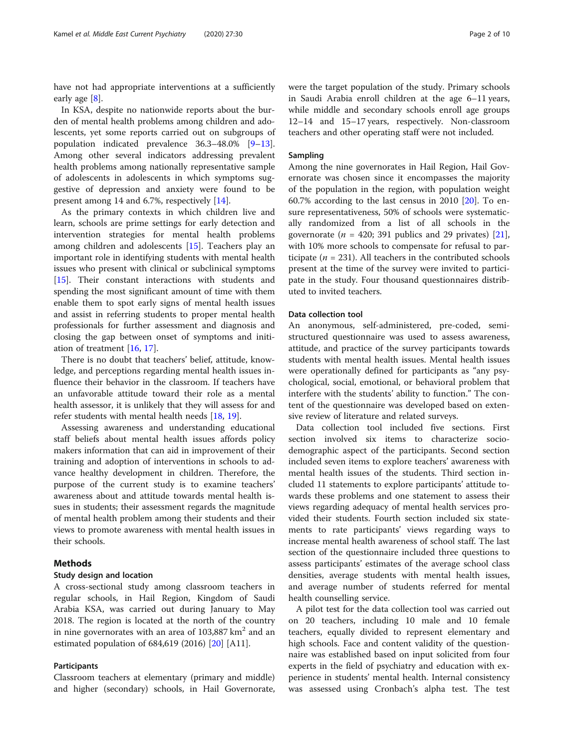have not had appropriate interventions at a sufficiently early age [8].

In KSA, despite no nationwide reports about the burden of mental health problems among children and adolescents, yet some reports carried out on subgroups of population indicated prevalence 36.3–48.0% [9–13]. Among other several indicators addressing prevalent health problems among nationally representative sample of adolescents in adolescents in which symptoms suggestive of depression and anxiety were found to be present among 14 and 6.7%, respectively [14].

As the primary contexts in which children live and learn, schools are prime settings for early detection and intervention strategies for mental health problems among children and adolescents [15]. Teachers play an important role in identifying students with mental health issues who present with clinical or subclinical symptoms [15]. Their constant interactions with students and spending the most significant amount of time with them enable them to spot early signs of mental health issues and assist in referring students to proper mental health professionals for further assessment and diagnosis and closing the gap between onset of symptoms and initiation of treatment [16, 17].

There is no doubt that teachers' belief, attitude, knowledge, and perceptions regarding mental health issues influence their behavior in the classroom. If teachers have an unfavorable attitude toward their role as a mental health assessor, it is unlikely that they will assess for and refer students with mental health needs [18, 19].

Assessing awareness and understanding educational staff beliefs about mental health issues affords policy makers information that can aid in improvement of their training and adoption of interventions in schools to advance healthy development in children. Therefore, the purpose of the current study is to examine teachers' awareness about and attitude towards mental health issues in students; their assessment regards the magnitude of mental health problem among their students and their views to promote awareness with mental health issues in their schools.

## Methods

### Study design and location

A cross-sectional study among classroom teachers in regular schools, in Hail Region, Kingdom of Saudi Arabia KSA, was carried out during January to May 2018. The region is located at the north of the country in nine governorates with an area of 103,887 km$^2$ and an estimated population of 684,619 (2016) [20] [A11].

### Participants

Classroom teachers at elementary (primary and middle) and higher (secondary) schools, in Hail Governorate, were the target population of the study. Primary schools in Saudi Arabia enroll children at the age 6–11 years, while middle and secondary schools enroll age groups 12–14 and 15–17 years, respectively. Non-classroom teachers and other operating staff were not included.

### Sampling

Among the nine governorates in Hail Region, Hail Governorate was chosen since it encompasses the majority of the population in the region, with population weight 60.7% according to the last census in 2010 [20]. To ensure representativeness, 50% of schools were systematically randomized from a list of all schools in the governorate ($n$ = 420; 391 publics and 29 privates) [21], with 10% more schools to compensate for refusal to participate ($n$ = 231). All teachers in the contributed schools present at the time of the survey were invited to participate in the study. Four thousand questionnaires distributed to invited teachers.

### Data collection tool

An anonymous, self-administered, pre-coded, semi-structured questionnaire was used to assess awareness, attitude, and practice of the survey participants towards students with mental health issues. Mental health issues were operationally defined for participants as "any psychological, social, emotional, or behavioral problem that interfere with the students' ability to function." The content of the questionnaire was developed based on extensive review of literature and related surveys.

Data collection tool included five sections. First section involved six items to characterize socio-demographic aspect of the participants. Second section included seven items to explore teachers' awareness with mental health issues of the students. Third section included 11 statements to explore participants' attitude towards these problems and one statement to assess their views regarding adequacy of mental health services provided their students. Fourth section included six statements to rate participants' views regarding ways to increase mental health awareness of school staff. The last section of the questionnaire included three questions to assess participants' estimates of the average school class densities, average students with mental health issues, and average number of students referred for mental health counselling service.

A pilot test for the data collection tool was carried out on 20 teachers, including 10 male and 10 female teachers, equally divided to represent elementary and high schools. Face and content validity of the questionnaire was established based on input solicited from four experts in the field of psychiatry and education with experience in students' mental health. Internal consistency was assessed using Cronbach's alpha test. The test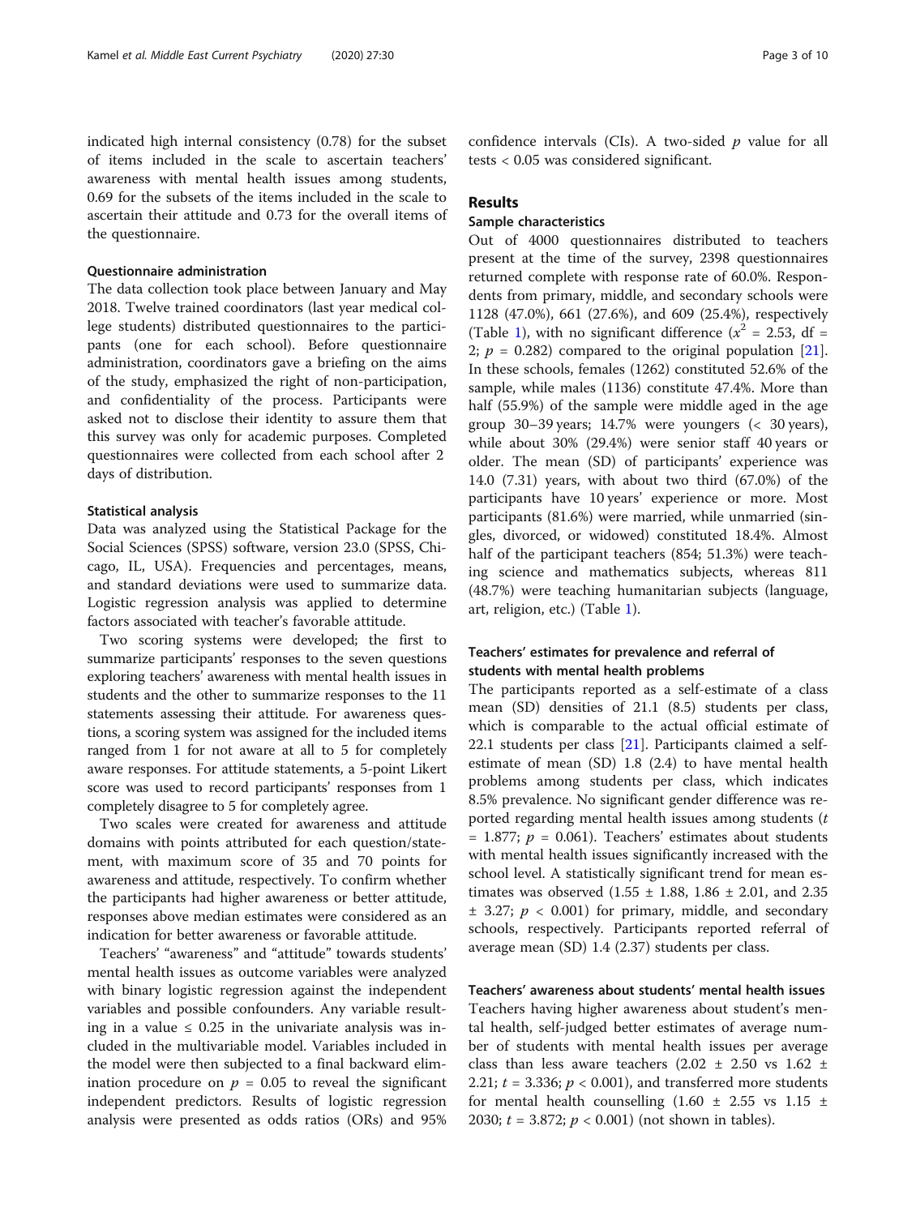indicated high internal consistency (0.78) for the subset of items included in the scale to ascertain teachers' awareness with mental health issues among students, 0.69 for the subsets of the items included in the scale to ascertain their attitude and 0.73 for the overall items of the questionnaire.

#### Questionnaire administration

The data collection took place between January and May 2018. Twelve trained coordinators (last year medical college students) distributed questionnaires to the participants (one for each school). Before questionnaire administration, coordinators gave a briefing on the aims of the study, emphasized the right of non-participation, and confidentiality of the process. Participants were asked not to disclose their identity to assure them that this survey was only for academic purposes. Completed questionnaires were collected from each school after 2 days of distribution.

#### Statistical analysis

Data was analyzed using the Statistical Package for the Social Sciences (SPSS) software, version 23.0 (SPSS, Chicago, IL, USA). Frequencies and percentages, means, and standard deviations were used to summarize data. Logistic regression analysis was applied to determine factors associated with teacher's favorable attitude.

Two scoring systems were developed; the first to summarize participants' responses to the seven questions exploring teachers' awareness with mental health issues in students and the other to summarize responses to the 11 statements assessing their attitude. For awareness questions, a scoring system was assigned for the included items ranged from 1 for not aware at all to 5 for completely aware responses. For attitude statements, a 5-point Likert score was used to record participants' responses from 1 completely disagree to 5 for completely agree.

Two scales were created for awareness and attitude domains with points attributed for each question/statement, with maximum score of 35 and 70 points for awareness and attitude, respectively. To confirm whether the participants had higher awareness or better attitude, responses above median estimates were considered as an indication for better awareness or favorable attitude.

Teachers' "awareness" and "attitude" towards students' mental health issues as outcome variables were analyzed with binary logistic regression against the independent variables and possible confounders. Any variable resulting in a value ≤ 0.25 in the univariate analysis was included in the multivariable model. Variables included in the model were then subjected to a final backward elimination procedure on $p = 0.05$ to reveal the significant independent predictors. Results of logistic regression analysis were presented as odds ratios (ORs) and 95% confidence intervals (CIs). A two-sided $p$ value for all tests < 0.05 was considered significant.

## Results

### Sample characteristics

Out of 4000 questionnaires distributed to teachers present at the time of the survey, 2398 questionnaires returned complete with response rate of 60.0%. Respondents from primary, middle, and secondary schools were 1128 (47.0%), 661 (27.6%), and 609 (25.4%), respectively (Table 1), with no significant difference ($x^2 = 2.53$, df = 2; $p = 0.282$) compared to the original population [21]. In these schools, females (1262) constituted 52.6% of the sample, while males (1136) constitute 47.4%. More than half (55.9%) of the sample were middle aged in the age group 30–39 years; 14.7% were youngers (< 30 years), while about 30% (29.4%) were senior staff 40 years or older. The mean (SD) of participants' experience was 14.0 (7.31) years, with about two third (67.0%) of the participants have 10 years' experience or more. Most participants (81.6%) were married, while unmarried (singles, divorced, or widowed) constituted 18.4%. Almost half of the participant teachers (854; 51.3%) were teaching science and mathematics subjects, whereas 811 (48.7%) were teaching humanitarian subjects (language, art, religion, etc.) (Table 1).

### Teachers' estimates for prevalence and referral of students with mental health problems

The participants reported as a self-estimate of a class mean (SD) densities of 21.1 (8.5) students per class, which is comparable to the actual official estimate of 22.1 students per class [21]. Participants claimed a self-estimate of mean (SD) 1.8 (2.4) to have mental health problems among students per class, which indicates 8.5% prevalence. No significant gender difference was reported regarding mental health issues among students ($t = 1.877$; $p = 0.061$). Teachers' estimates about students with mental health issues significantly increased with the school level. A statistically significant trend for mean estimates was observed (1.55 ± 1.88, 1.86 ± 2.01, and 2.35 ± 3.27; $p < 0.001$) for primary, middle, and secondary schools, respectively. Participants reported referral of average mean (SD) 1.4 (2.37) students per class.

### Teachers' awareness about students' mental health issues

Teachers having higher awareness about student's mental health, self-judged better estimates of average number of students with mental health issues per average class than less aware teachers (2.02 ± 2.50 vs 1.62 ± 2.21; $t = 3.336$; $p < 0.001$), and transferred more students for mental health counselling (1.60 ± 2.55 vs 1.15 ± 2030; $t = 3.872$; $p < 0.001$) (not shown in tables).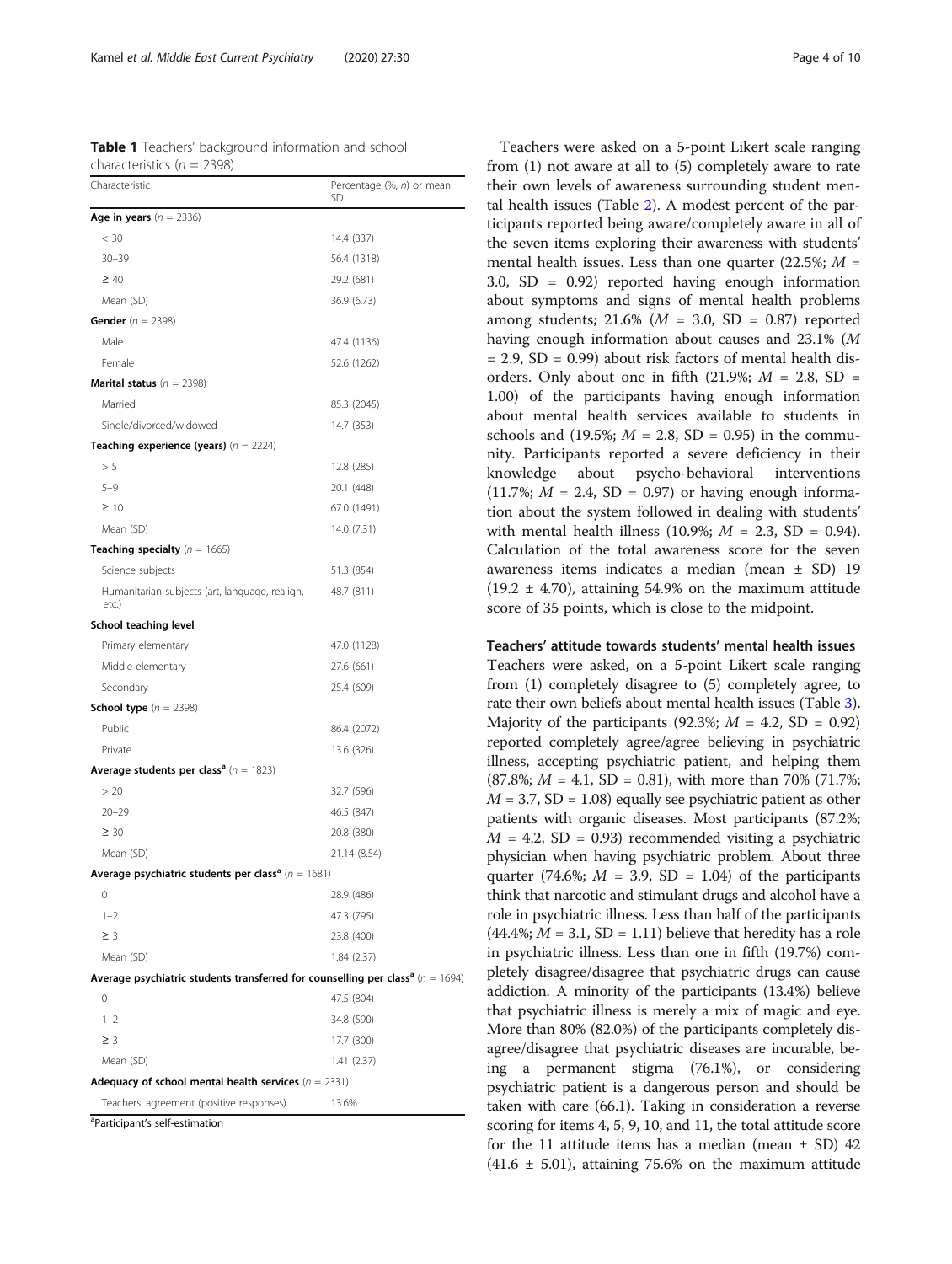**Table 1** Teachers' background information and school characteristics ($n$ = 2398)

| Characteristic | Percentage (%, $n$) or mean SD |
|---|---|
| **Age in years** ($n$ = 2336) | |
| < 30 | 14.4 (337) |
| 30–39 | 56.4 (1318) |
| ≥ 40 | 29.2 (681) |
| Mean (SD) | 36.9 (6.73) |
| **Gender** ($n$ = 2398) | |
| Male | 47.4 (1136) |
| Female | 52.6 (1262) |
| **Marital status** ($n$ = 2398) | |
| Married | 85.3 (2045) |
| Single/divorced/widowed | 14.7 (353) |
| **Teaching experience (years)** ($n$ = 2224) | |
| > 5 | 12.8 (285) |
| 5–9 | 20.1 (448) |
| ≥ 10 | 67.0 (1491) |
| Mean (SD) | 14.0 (7.31) |
| **Teaching specialty** ($n$ = 1665) | |
| Science subjects | 51.3 (854) |
| Humanitarian subjects (art, language, realign, etc.) | 48.7 (811) |
| **School teaching level** | |
| Primary elementary | 47.0 (1128) |
| Middle elementary | 27.6 (661) |
| Secondary | 25.4 (609) |
| **School type** ($n$ = 2398) | |
| Public | 86.4 (2072) |
| Private | 13.6 (326) |
| **Average students per class**[a] ($n$ = 1823) | |
| > 20 | 32.7 (596) |
| 20–29 | 46.5 (847) |
| ≥ 30 | 20.8 (380) |
| Mean (SD) | 21.14 (8.54) |
| **Average psychiatric students per class**[a] ($n$ = 1681) | |
| 0 | 28.9 (486) |
| 1–2 | 47.3 (795) |
| ≥ 3 | 23.8 (400) |
| Mean (SD) | 1.84 (2.37) |
| **Average psychiatric students transferred for counselling per class**[a] ($n$ = 1694) | |
| 0 | 47.5 (804) |
| 1–2 | 34.8 (590) |
| ≥ 3 | 17.7 (300) |
| Mean (SD) | 1.41 (2.37) |
| **Adequacy of school mental health services** ($n$ = 2331) | |
| Teachers' agreement (positive responses) | 13.6% |

[a]Participant's self-estimation

Teachers were asked on a 5-point Likert scale ranging from (1) not aware at all to (5) completely aware to rate their own levels of awareness surrounding student mental health issues (Table 2). A modest percent of the participants reported being aware/completely aware in all of the seven items exploring their awareness with students' mental health issues. Less than one quarter (22.5%; $M$ = 3.0, SD = 0.92) reported having enough information about symptoms and signs of mental health problems among students; 21.6% ($M$ = 3.0, SD = 0.87) reported having enough information about causes and 23.1% ($M$ = 2.9, SD = 0.99) about risk factors of mental health disorders. Only about one in fifth (21.9%; $M$ = 2.8, SD = 1.00) of the participants having enough information about mental health services available to students in schools and (19.5%; $M$ = 2.8, SD = 0.95) in the community. Participants reported a severe deficiency in their knowledge about psycho-behavioral interventions (11.7%; $M$ = 2.4, SD = 0.97) or having enough information about the system followed in dealing with students' with mental health illness (10.9%; $M$ = 2.3, SD = 0.94). Calculation of the total awareness score for the seven awareness items indicates a median (mean ± SD) 19 (19.2 ± 4.70), attaining 54.9% on the maximum attitude score of 35 points, which is close to the midpoint.

### Teachers' attitude towards students' mental health issues

Teachers were asked, on a 5-point Likert scale ranging from (1) completely disagree to (5) completely agree, to rate their own beliefs about mental health issues (Table 3). Majority of the participants (92.3%; $M$ = 4.2, SD = 0.92) reported completely agree/agree believing in psychiatric illness, accepting psychiatric patient, and helping them (87.8%; $M$ = 4.1, SD = 0.81), with more than 70% (71.7%; $M$ = 3.7, SD = 1.08) equally see psychiatric patient as other patients with organic diseases. Most participants (87.2%; $M$ = 4.2, SD = 0.93) recommended visiting a psychiatric physician when having psychiatric problem. About three quarter (74.6%; $M$ = 3.9, SD = 1.04) of the participants think that narcotic and stimulant drugs and alcohol have a role in psychiatric illness. Less than half of the participants (44.4%; $M$ = 3.1, SD = 1.11) believe that heredity has a role in psychiatric illness. Less than one in fifth (19.7%) completely disagree/disagree that psychiatric drugs can cause addiction. A minority of the participants (13.4%) believe that psychiatric illness is merely a mix of magic and eye. More than 80% (82.0%) of the participants completely disagree/disagree that psychiatric diseases are incurable, being a permanent stigma (76.1%), or considering psychiatric patient is a dangerous person and should be taken with care (66.1). Taking in consideration a reverse scoring for items 4, 5, 9, 10, and 11, the total attitude score for the 11 attitude items has a median (mean ± SD) 42 (41.6 ± 5.01), attaining 75.6% on the maximum attitude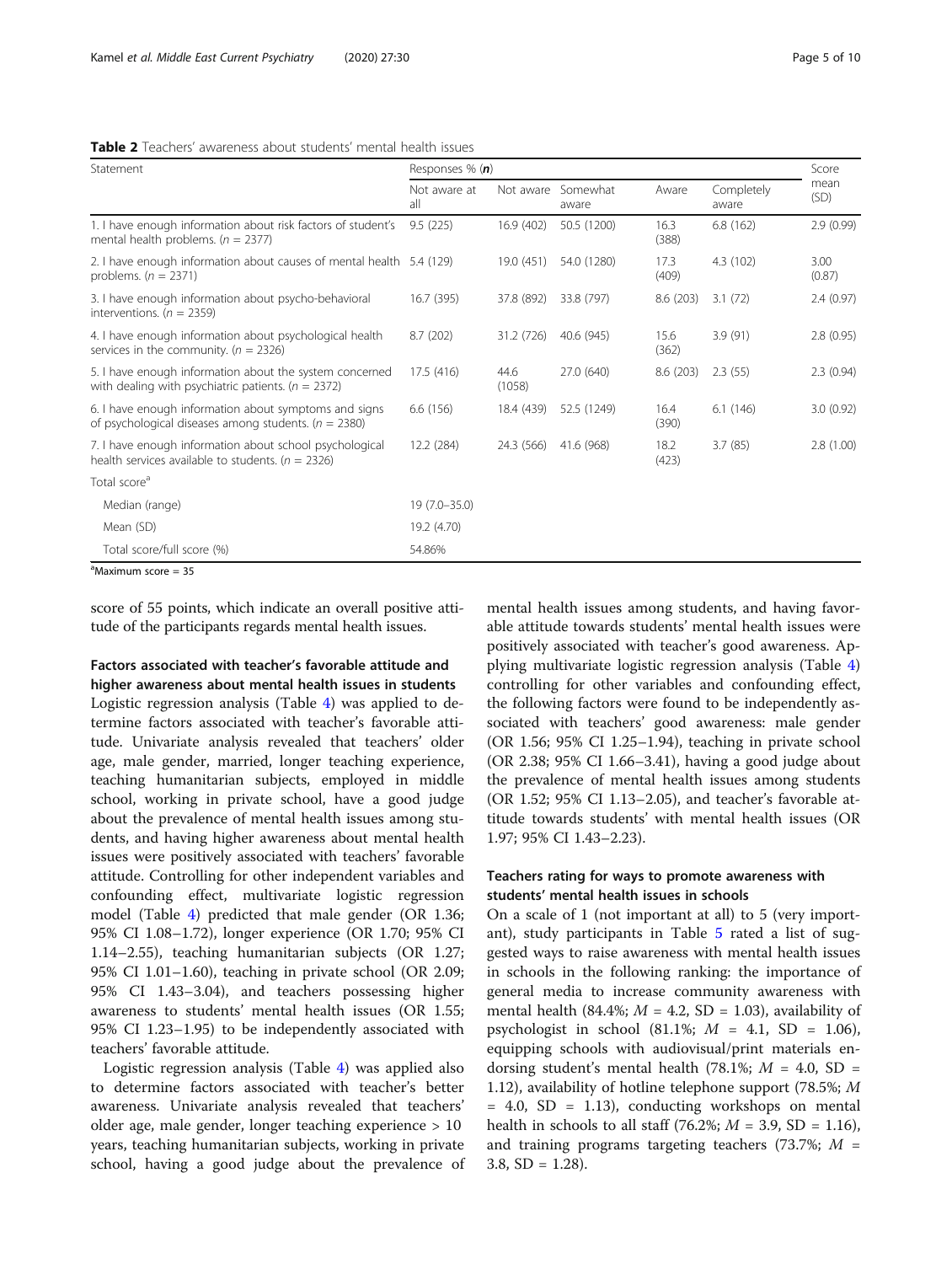**Table 2** Teachers' awareness about students' mental health issues

| Statement | Responses % (*n*) | | | | | Score mean (SD) |
|---|---|---|---|---|---|---|
| | Not aware at all | Not aware | Somewhat aware | Aware | Completely aware | |
| 1. I have enough information about risk factors of student's mental health problems. (*n* = 2377) | 9.5 (225) | 16.9 (402) | 50.5 (1200) | 16.3 (388) | 6.8 (162) | 2.9 (0.99) |
| 2. I have enough information about causes of mental health problems. (*n* = 2371) | 5.4 (129) | 19.0 (451) | 54.0 (1280) | 17.3 (409) | 4.3 (102) | 3.00 (0.87) |
| 3. I have enough information about psycho-behavioral interventions. (*n* = 2359) | 16.7 (395) | 37.8 (892) | 33.8 (797) | 8.6 (203) | 3.1 (72) | 2.4 (0.97) |
| 4. I have enough information about psychological health services in the community. (*n* = 2326) | 8.7 (202) | 31.2 (726) | 40.6 (945) | 15.6 (362) | 3.9 (91) | 2.8 (0.95) |
| 5. I have enough information about the system concerned with dealing with psychiatric patients. (*n* = 2372) | 17.5 (416) | 44.6 (1058) | 27.0 (640) | 8.6 (203) | 2.3 (55) | 2.3 (0.94) |
| 6. I have enough information about symptoms and signs of psychological diseases among students. (*n* = 2380) | 6.6 (156) | 18.4 (439) | 52.5 (1249) | 16.4 (390) | 6.1 (146) | 3.0 (0.92) |
| 7. I have enough information about school psychological health services available to students. (*n* = 2326) | 12.2 (284) | 24.3 (566) | 41.6 (968) | 18.2 (423) | 3.7 (85) | 2.8 (1.00) |
| Total score[a] | | | | | | |
| Median (range) | 19 (7.0–35.0) | | | | | |
| Mean (SD) | 19.2 (4.70) | | | | | |
| Total score/full score (%) | 54.86% | | | | | |

[a]Maximum score = 35

score of 55 points, which indicate an overall positive attitude of the participants regards mental health issues.

### Factors associated with teacher's favorable attitude and higher awareness about mental health issues in students

Logistic regression analysis (Table 4) was applied to determine factors associated with teacher's favorable attitude. Univariate analysis revealed that teachers' older age, male gender, married, longer teaching experience, teaching humanitarian subjects, employed in middle school, working in private school, have a good judge about the prevalence of mental health issues among students, and having higher awareness about mental health issues were positively associated with teachers' favorable attitude. Controlling for other independent variables and confounding effect, multivariate logistic regression model (Table 4) predicted that male gender (OR 1.36; 95% CI 1.08–1.72), longer experience (OR 1.70; 95% CI 1.14–2.55), teaching humanitarian subjects (OR 1.27; 95% CI 1.01–1.60), teaching in private school (OR 2.09; 95% CI 1.43–3.04), and teachers possessing higher awareness to students' mental health issues (OR 1.55; 95% CI 1.23–1.95) to be independently associated with teachers' favorable attitude.

Logistic regression analysis (Table 4) was applied also to determine factors associated with teacher's better awareness. Univariate analysis revealed that teachers' older age, male gender, longer teaching experience > 10 years, teaching humanitarian subjects, working in private school, having a good judge about the prevalence of mental health issues among students, and having favorable attitude towards students' mental health issues were positively associated with teacher's good awareness. Applying multivariate logistic regression analysis (Table 4) controlling for other variables and confounding effect, the following factors were found to be independently associated with teachers' good awareness: male gender (OR 1.56; 95% CI 1.25–1.94), teaching in private school (OR 2.38; 95% CI 1.66–3.41), having a good judge about the prevalence of mental health issues among students (OR 1.52; 95% CI 1.13–2.05), and teacher's favorable attitude towards students' with mental health issues (OR 1.97; 95% CI 1.43–2.23).

### Teachers rating for ways to promote awareness with students' mental health issues in schools

On a scale of 1 (not important at all) to 5 (very important), study participants in Table 5 rated a list of suggested ways to raise awareness with mental health issues in schools in the following ranking: the importance of general media to increase community awareness with mental health (84.4%; $M$ = 4.2, SD = 1.03), availability of psychologist in school (81.1%; $M$ = 4.1, SD = 1.06), equipping schools with audiovisual/print materials endorsing student's mental health (78.1%; $M$ = 4.0, SD = 1.12), availability of hotline telephone support (78.5%; $M$ = 4.0, SD = 1.13), conducting workshops on mental health in schools to all staff (76.2%; $M$ = 3.9, SD = 1.16), and training programs targeting teachers (73.7%; $M$ = 3.8, SD = 1.28).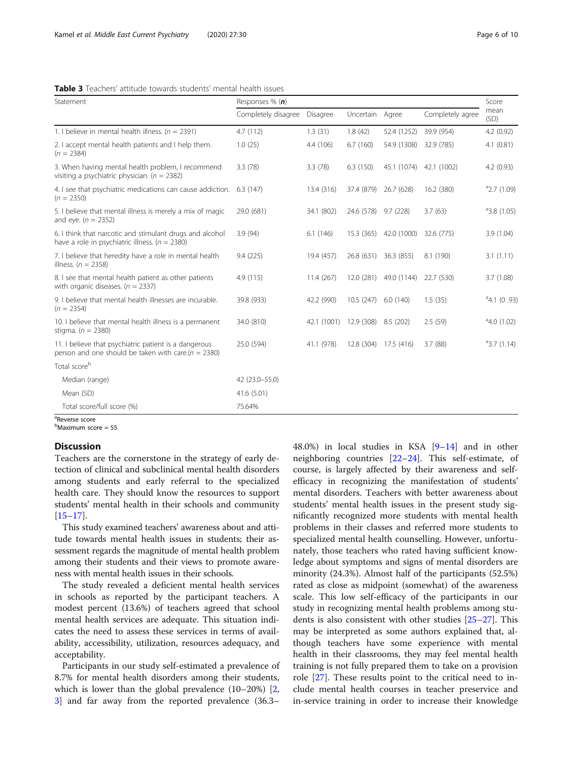**Table 3** Teachers' attitude towards students' mental health issues

| Statement | Responses % (*n*) | | | | | Score mean (SD) |
|---|---|---|---|---|---|---|
| | Completely disagree | Disagree | Uncertain | Agree | Completely agree | |
| 1. I believe in mental health illness. (*n* = 2391) | 4.7 (112) | 1.3 (31) | 1.8 (42) | 52.4 (1252) | 39.9 (954) | 4.2 (0.92) |
| 2. I accept mental health patients and I help them. (*n* = 2384) | 1.0 (25) | 4.4 (106) | 6.7 (160) | 54.9 (1308) | 32.9 (785) | 4.1 (0.81) |
| 3. When having mental health problem, I recommend visiting a psychiatric physician. (*n* = 2382) | 3.3 (78) | 3.3 (78) | 6.3 (150) | 45.1 (1074) | 42.1 (1002) | 4.2 (0.93) |
| 4. I see that psychiatric medications can cause addiction. (*n* = 2350) | 6.3 (147) | 13.4 (316) | 37.4 (879) | 26.7 (628) | 16.2 (380) | [a]2.7 (1.09) |
| 5. I believe that mental illness is merely a mix of magic and eye. (*n* = 2352) | 29.0 (681) | 34.1 (802) | 24.6 (578) | 9.7 (228) | 3.7 (63) | [a]3.8 (1.05) |
| 6. I think that narcotic and stimulant drugs and alcohol have a role in psychiatric illness. (*n* = 2380) | 3.9 (94) | 6.1 (146) | 15.3 (365) | 42.0 (1000) | 32.6 (775) | 3.9 (1.04) |
| 7. I believe that heredity have a role in mental health illness. (*n* = 2358) | 9.4 (225) | 19.4 (457) | 26.8 (631) | 36.3 (855) | 8.1 (190) | 3.1 (1.11) |
| 8. I see that mental health patient as other patients with organic diseases. (*n* = 2337) | 4.9 (115) | 11.4 (267) | 12.0 (281) | 49.0 (1144) | 22.7 (530) | 3.7 (1.08) |
| 9. I believe that mental health illnesses are incurable. (*n* = 2354) | 39.8 (933) | 42.2 (990) | 10.5 (247) | 6.0 (140) | 1.5 (35) | [a]4.1 (0 .93) |
| 10. I believe that mental health illness is a permanent stigma. (*n* = 2380) | 34.0 (810) | 42.1 (1001) | 12.9 (308) | 8.5 (202) | 2.5 (59) | [a]4.0 (1.02) |
| 11. I believe that psychiatric patient is a dangerous person and one should be taken with care.(*n* = 2380) | 25.0 (594) | 41.1 (978) | 12.8 (304) | 17.5 (416) | 3.7 (88) | [a]3.7 (1.14) |
| Total score[b] | | | | | | |
| Median (range) | 42 (23.0–55.0) | | | | | |
| Mean (SD) | 41.6 (5.01) | | | | | |
| Total score/full score (%) | 75.64% | | | | | |

[a]Reverse score
[b]Maximum score = 55

## Discussion

Teachers are the cornerstone in the strategy of early detection of clinical and subclinical mental health disorders among students and early referral to the specialized health care. They should know the resources to support students' mental health in their schools and community [15–17].

This study examined teachers' awareness about and attitude towards mental health issues in students; their assessment regards the magnitude of mental health problem among their students and their views to promote awareness with mental health issues in their schools.

The study revealed a deficient mental health services in schools as reported by the participant teachers. A modest percent (13.6%) of teachers agreed that school mental health services are adequate. This situation indicates the need to assess these services in terms of availability, accessibility, utilization, resources adequacy, and acceptability.

Participants in our study self-estimated a prevalence of 8.7% for mental health disorders among their students, which is lower than the global prevalence (10–20%) [2, 3] and far away from the reported prevalence (36.3–48.0%) in local studies in KSA [9–14] and in other neighboring countries [22–24]. This self-estimate, of course, is largely affected by their awareness and self-efficacy in recognizing the manifestation of students' mental disorders. Teachers with better awareness about students' mental health issues in the present study significantly recognized more students with mental health problems in their classes and referred more students to specialized mental health counselling. However, unfortunately, those teachers who rated having sufficient knowledge about symptoms and signs of mental disorders are minority (24.3%). Almost half of the participants (52.5%) rated as close as midpoint (somewhat) of the awareness scale. This low self-efficacy of the participants in our study in recognizing mental health problems among students is also consistent with other studies [25–27]. This may be interpreted as some authors explained that, although teachers have some experience with mental health in their classrooms, they may feel mental health training is not fully prepared them to take on a provision role [27]. These results point to the critical need to include mental health courses in teacher preservice and in-service training in order to increase their knowledge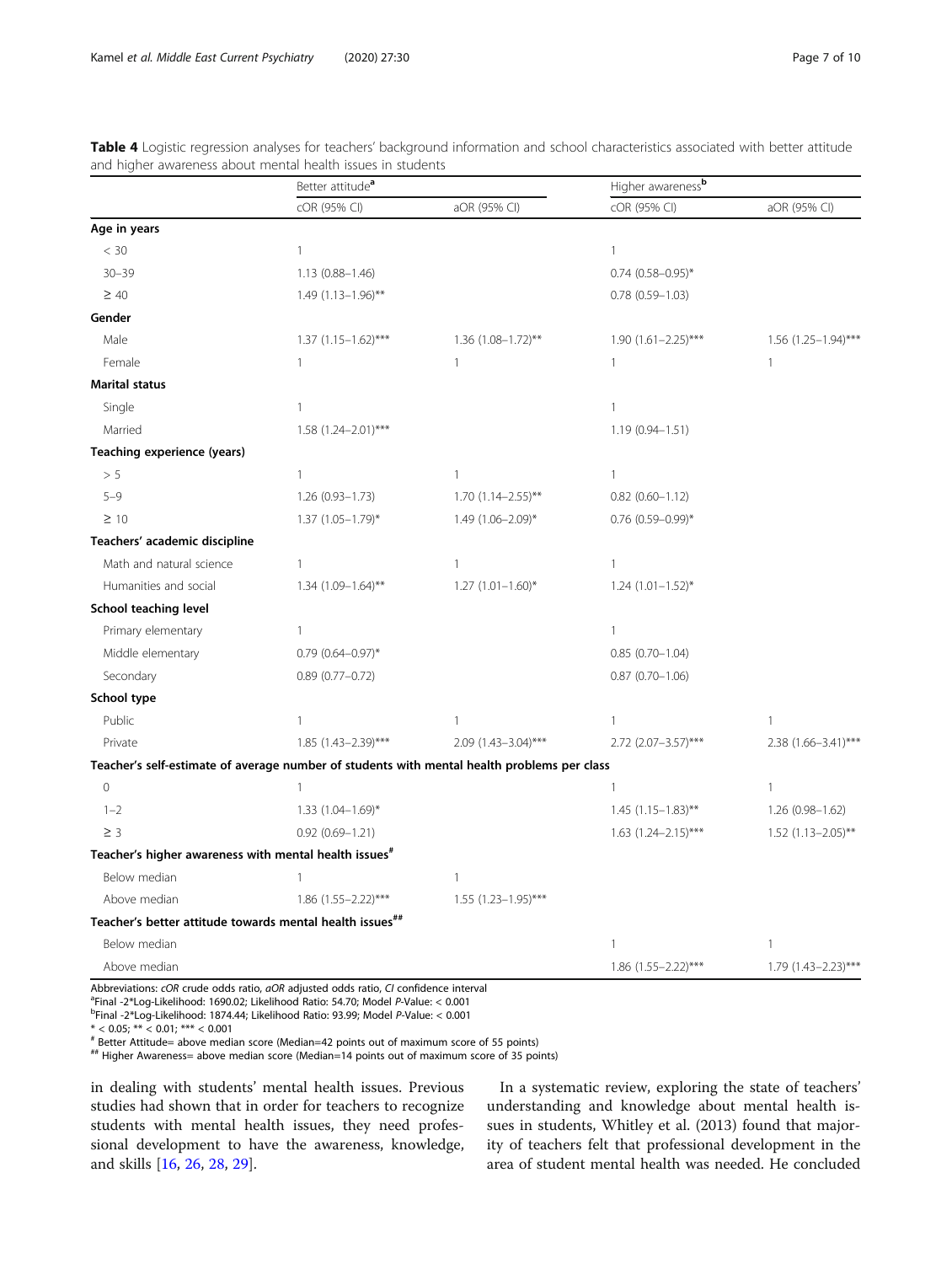**Table 4** Logistic regression analyses for teachers' background information and school characteristics associated with better attitude and higher awareness about mental health issues in students

| | Better attitude[a] | | Higher awareness[b] | |
|---|---|---|---|---|
| | cOR (95% CI) | aOR (95% CI) | cOR (95% CI) | aOR (95% CI) |
| **Age in years** | | | | |
| < 30 | 1 | | 1 | |
| 30–39 | 1.13 (0.88–1.46) | | 0.74 (0.58–0.95)* | |
| ≥ 40 | 1.49 (1.13–1.96)** | | 0.78 (0.59–1.03) | |
| **Gender** | | | | |
| Male | 1.37 (1.15–1.62)*** | 1.36 (1.08–1.72)** | 1.90 (1.61–2.25)*** | 1.56 (1.25–1.94)*** |
| Female | 1 | 1 | 1 | 1 |
| **Marital status** | | | | |
| Single | 1 | | 1 | |
| Married | 1.58 (1.24–2.01)*** | | 1.19 (0.94–1.51) | |
| **Teaching experience (years)** | | | | |
| > 5 | 1 | 1 | 1 | |
| 5–9 | 1.26 (0.93–1.73) | 1.70 (1.14–2.55)** | 0.82 (0.60–1.12) | |
| ≥ 10 | 1.37 (1.05–1.79)* | 1.49 (1.06–2.09)* | 0.76 (0.59–0.99)* | |
| **Teachers' academic discipline** | | | | |
| Math and natural science | 1 | 1 | 1 | |
| Humanities and social | 1.34 (1.09–1.64)** | 1.27 (1.01–1.60)* | 1.24 (1.01–1.52)* | |
| **School teaching level** | | | | |
| Primary elementary | 1 | | 1 | |
| Middle elementary | 0.79 (0.64–0.97)* | | 0.85 (0.70–1.04) | |
| Secondary | 0.89 (0.77–0.72) | | 0.87 (0.70–1.06) | |
| **School type** | | | | |
| Public | 1 | 1 | 1 | 1 |
| Private | 1.85 (1.43–2.39)*** | 2.09 (1.43–3.04)*** | 2.72 (2.07–3.57)*** | 2.38 (1.66–3.41)*** |
| **Teacher's self-estimate of average number of students with mental health problems per class** | | | | |
| 0 | 1 | | 1 | 1 |
| 1–2 | 1.33 (1.04–1.69)* | | 1.45 (1.15–1.83)** | 1.26 (0.98–1.62) |
| ≥ 3 | 0.92 (0.69–1.21) | | 1.63 (1.24–2.15)*** | 1.52 (1.13–2.05)** |
| **Teacher's higher awareness with mental health issues[#]** | | | | |
| Below median | 1 | 1 | | |
| Above median | 1.86 (1.55–2.22)*** | 1.55 (1.23–1.95)*** | | |
| **Teacher's better attitude towards mental health issues[##]** | | | | |
| Below median | | | 1 | 1 |
| Above median | | | 1.86 (1.55–2.22)*** | 1.79 (1.43–2.23)*** |

Abbreviations: *cOR* crude odds ratio, *aOR* adjusted odds ratio, *CI* confidence interval

[a]Final -2*Log-Likelihood: 1690.02; Likelihood Ratio: 54.70; Model *P*-Value: < 0.001

[b]Final -2*Log-Likelihood: 1874.44; Likelihood Ratio: 93.99; Model *P*-Value: < 0.001

\* < 0.05; ** < 0.01; *** < 0.001

[#] Better Attitude= above median score (Median=42 points out of maximum score of 55 points)

[##] Higher Awareness= above median score (Median=14 points out of maximum score of 35 points)

in dealing with students' mental health issues. Previous studies had shown that in order for teachers to recognize students with mental health issues, they need professional development to have the awareness, knowledge, and skills [16, 26, 28, 29].

In a systematic review, exploring the state of teachers' understanding and knowledge about mental health issues in students, Whitley et al. (2013) found that majority of teachers felt that professional development in the area of student mental health was needed. He concluded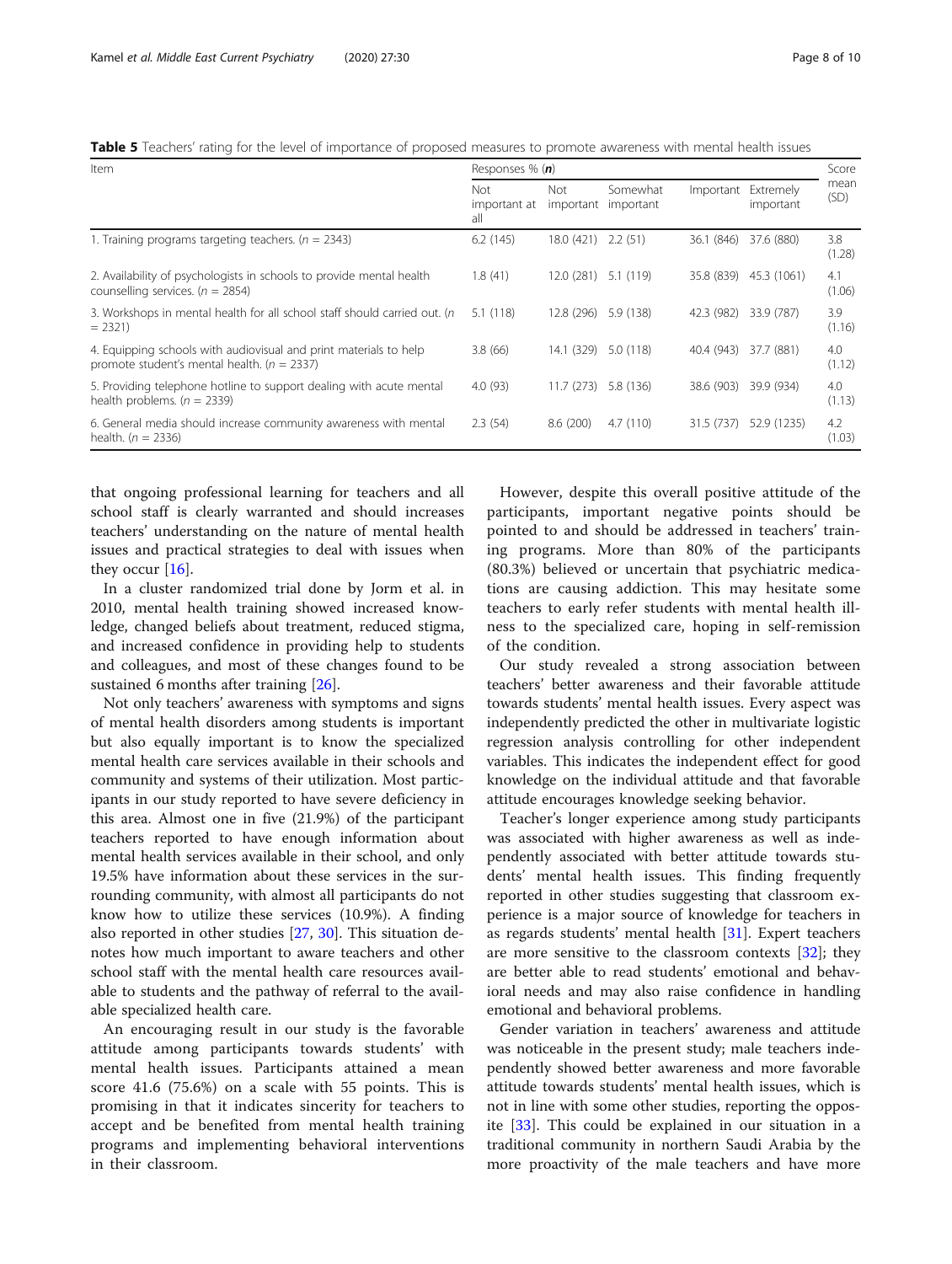**Table 5** Teachers' rating for the level of importance of proposed measures to promote awareness with mental health issues

| Item | Responses % (*n*) | | | | | Score mean (SD) |
|---|---|---|---|---|---|---|
| | Not important at all | Not important | Somewhat important | Important | Extremely important | |
| 1. Training programs targeting teachers. (*n* = 2343) | 6.2 (145) | 18.0 (421) | 2.2 (51) | 36.1 (846) | 37.6 (880) | 3.8 (1.28) |
| 2. Availability of psychologists in schools to provide mental health counselling services. (*n* = 2854) | 1.8 (41) | 12.0 (281) | 5.1 (119) | 35.8 (839) | 45.3 (1061) | 4.1 (1.06) |
| 3. Workshops in mental health for all school staff should carried out. (*n* = 2321) | 5.1 (118) | 12.8 (296) | 5.9 (138) | 42.3 (982) | 33.9 (787) | 3.9 (1.16) |
| 4. Equipping schools with audiovisual and print materials to help promote student's mental health. (*n* = 2337) | 3.8 (66) | 14.1 (329) | 5.0 (118) | 40.4 (943) | 37.7 (881) | 4.0 (1.12) |
| 5. Providing telephone hotline to support dealing with acute mental health problems. (*n* = 2339) | 4.0 (93) | 11.7 (273) | 5.8 (136) | 38.6 (903) | 39.9 (934) | 4.0 (1.13) |
| 6. General media should increase community awareness with mental health. (*n* = 2336) | 2.3 (54) | 8.6 (200) | 4.7 (110) | 31.5 (737) | 52.9 (1235) | 4.2 (1.03) |

that ongoing professional learning for teachers and all school staff is clearly warranted and should increases teachers' understanding on the nature of mental health issues and practical strategies to deal with issues when they occur [16].

In a cluster randomized trial done by Jorm et al. in 2010, mental health training showed increased knowledge, changed beliefs about treatment, reduced stigma, and increased confidence in providing help to students and colleagues, and most of these changes found to be sustained 6 months after training [26].

Not only teachers' awareness with symptoms and signs of mental health disorders among students is important but also equally important is to know the specialized mental health care services available in their schools and community and systems of their utilization. Most participants in our study reported to have severe deficiency in this area. Almost one in five (21.9%) of the participant teachers reported to have enough information about mental health services available in their school, and only 19.5% have information about these services in the surrounding community, with almost all participants do not know how to utilize these services (10.9%). A finding also reported in other studies [27, 30]. This situation denotes how much important to aware teachers and other school staff with the mental health care resources available to students and the pathway of referral to the available specialized health care.

An encouraging result in our study is the favorable attitude among participants towards students' with mental health issues. Participants attained a mean score 41.6 (75.6%) on a scale with 55 points. This is promising in that it indicates sincerity for teachers to accept and be benefited from mental health training programs and implementing behavioral interventions in their classroom.

However, despite this overall positive attitude of the participants, important negative points should be pointed to and should be addressed in teachers' training programs. More than 80% of the participants (80.3%) believed or uncertain that psychiatric medications are causing addiction. This may hesitate some teachers to early refer students with mental health illness to the specialized care, hoping in self-remission of the condition.

Our study revealed a strong association between teachers' better awareness and their favorable attitude towards students' mental health issues. Every aspect was independently predicted the other in multivariate logistic regression analysis controlling for other independent variables. This indicates the independent effect for good knowledge on the individual attitude and that favorable attitude encourages knowledge seeking behavior.

Teacher's longer experience among study participants was associated with higher awareness as well as independently associated with better attitude towards students' mental health issues. This finding frequently reported in other studies suggesting that classroom experience is a major source of knowledge for teachers in as regards students' mental health [31]. Expert teachers are more sensitive to the classroom contexts [32]; they are better able to read students' emotional and behavioral needs and may also raise confidence in handling emotional and behavioral problems.

Gender variation in teachers' awareness and attitude was noticeable in the present study; male teachers independently showed better awareness and more favorable attitude towards students' mental health issues, which is not in line with some other studies, reporting the opposite [33]. This could be explained in our situation in a traditional community in northern Saudi Arabia by the more proactivity of the male teachers and have more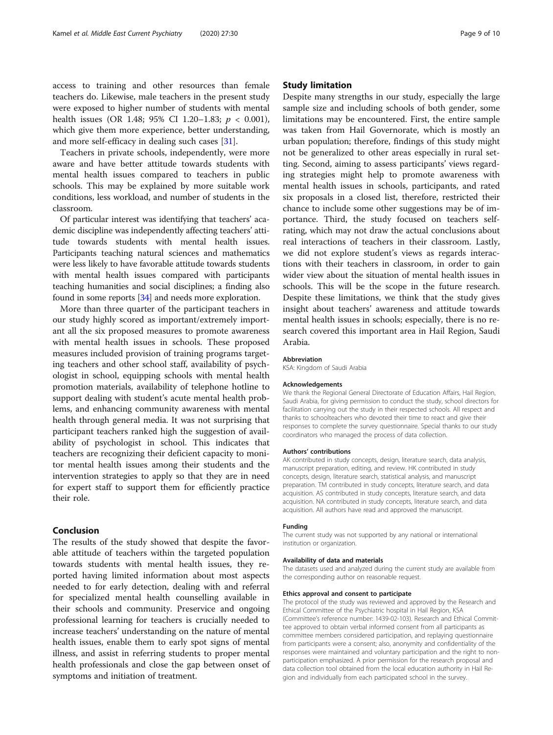access to training and other resources than female teachers do. Likewise, male teachers in the present study were exposed to higher number of students with mental health issues (OR 1.48; 95% CI 1.20–1.83; $p < 0.001$), which give them more experience, better understanding, and more self-efficacy in dealing such cases [31].

Teachers in private schools, independently, were more aware and have better attitude towards students with mental health issues compared to teachers in public schools. This may be explained by more suitable work conditions, less workload, and number of students in the classroom.

Of particular interest was identifying that teachers' academic discipline was independently affecting teachers' attitude towards students with mental health issues. Participants teaching natural sciences and mathematics were less likely to have favorable attitude towards students with mental health issues compared with participants teaching humanities and social disciplines; a finding also found in some reports [34] and needs more exploration.

More than three quarter of the participant teachers in our study highly scored as important/extremely important all the six proposed measures to promote awareness with mental health issues in schools. These proposed measures included provision of training programs targeting teachers and other school staff, availability of psychologist in school, equipping schools with mental health promotion materials, availability of telephone hotline to support dealing with student's acute mental health problems, and enhancing community awareness with mental health through general media. It was not surprising that participant teachers ranked high the suggestion of availability of psychologist in school. This indicates that teachers are recognizing their deficient capacity to monitor mental health issues among their students and the intervention strategies to apply so that they are in need for expert staff to support them for efficiently practice their role.

## Conclusion

The results of the study showed that despite the favorable attitude of teachers within the targeted population towards students with mental health issues, they reported having limited information about most aspects needed to for early detection, dealing with and referral for specialized mental health counselling available in their schools and community. Preservice and ongoing professional learning for teachers is crucially needed to increase teachers' understanding on the nature of mental health issues, enable them to early spot signs of mental illness, and assist in referring students to proper mental health professionals and close the gap between onset of symptoms and initiation of treatment.

## Study limitation

Despite many strengths in our study, especially the large sample size and including schools of both gender, some limitations may be encountered. First, the entire sample was taken from Hail Governorate, which is mostly an urban population; therefore, findings of this study might not be generalized to other areas especially in rural setting. Second, aiming to assess participants' views regarding strategies might help to promote awareness with mental health issues in schools, participants, and rated six proposals in a closed list, therefore, restricted their chance to include some other suggestions may be of importance. Third, the study focused on teachers self-rating, which may not draw the actual conclusions about real interactions of teachers in their classroom. Lastly, we did not explore student's views as regards interactions with their teachers in classroom, in order to gain wider view about the situation of mental health issues in schools. This will be the scope in the future research. Despite these limitations, we think that the study gives insight about teachers' awareness and attitude towards mental health issues in schools; especially, there is no research covered this important area in Hail Region, Saudi Arabia.

#### Abbreviation

KSA: Kingdom of Saudi Arabia

#### Acknowledgements

We thank the Regional General Directorate of Education Affairs, Hail Region, Saudi Arabia, for giving permission to conduct the study, school directors for facilitation carrying out the study in their respected schools. All respect and thanks to schoolteachers who devoted their time to react and give their responses to complete the survey questionnaire. Special thanks to our study coordinators who managed the process of data collection.

#### Authors' contributions

AK contributed in study concepts, design, literature search, data analysis, manuscript preparation, editing, and review. HK contributed in study concepts, design, literature search, statistical analysis, and manuscript preparation. TM contributed in study concepts, literature search, and data acquisition. AS contributed in study concepts, literature search, and data acquisition. NA contributed in study concepts, literature search, and data acquisition. All authors have read and approved the manuscript.

#### Funding

The current study was not supported by any national or international institution or organization.

#### Availability of data and materials

The datasets used and analyzed during the current study are available from the corresponding author on reasonable request.

#### Ethics approval and consent to participate

The protocol of the study was reviewed and approved by the Research and Ethical Committee of the Psychiatric hospital in Hail Region, KSA (Committee's reference number: 1439-02-103). Research and Ethical Committee approved to obtain verbal informed consent from all participants as committee members considered participation, and replaying questionnaire from participants were a consent; also, anonymity and confidentiality of the responses were maintained and voluntary participation and the right to non-participation emphasized. A prior permission for the research proposal and data collection tool obtained from the local education authority in Hail Region and individually from each participated school in the survey.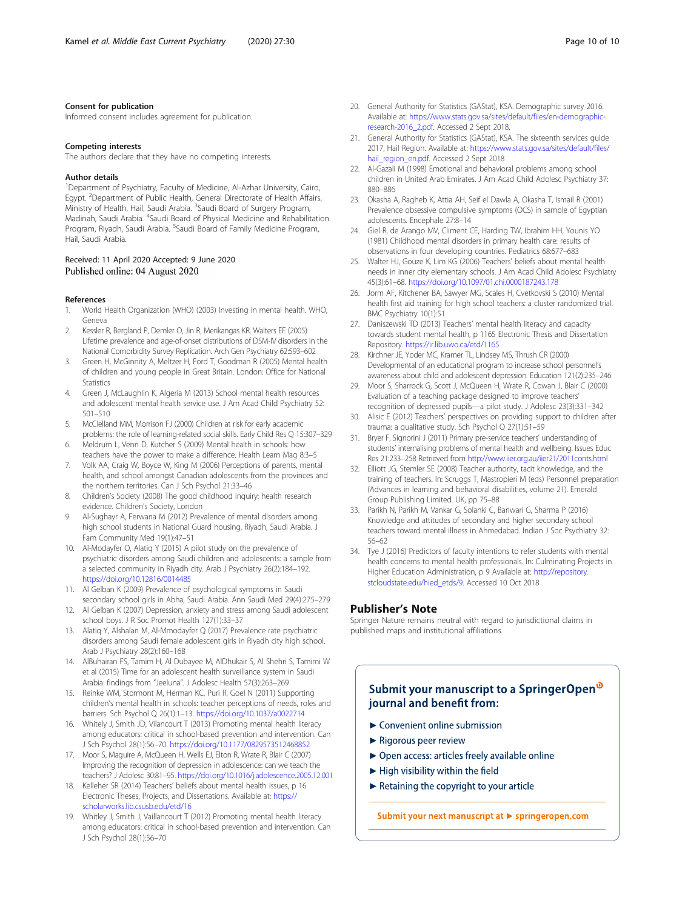### Consent for publication

Informed consent includes agreement for publication.

### Competing interests

The authors declare that they have no competing interests.

### Author details

[1]Department of Psychiatry, Faculty of Medicine, Al-Azhar University, Cairo, Egypt. [2]Department of Public Health, General Directorate of Health Affairs, Ministry of Health, Hail, Saudi Arabia. [3]Saudi Board of Surgery Program, Madinah, Saudi Arabia. [4]Saudi Board of Physical Medicine and Rehabilitation Program, Riyadh, Saudi Arabia. [5]Saudi Board of Family Medicine Program, Hail, Saudi Arabia.

Received: 11 April 2020 Accepted: 9 June 2020
Published online: 04 August 2020

### References

1. World Health Organization (WHO) (2003) Investing in mental health. WHO, Geneva
2. Kessler R, Bergland P, Demler O, Jin R, Merikangas KR, Walters EE (2005) Lifetime prevalence and age-of-onset distributions of DSM-IV disorders in the National Comorbidity Survey Replication. Arch Gen Psychiatry 62:593–602
3. Green H, McGinnity A, Meltzer H, Ford T, Goodman R (2005) Mental health of children and young people in Great Britain. London: Office for National Statistics
4. Green J, McLaughlin K, Algeria M (2013) School mental health resources and adolescent mental health service use. J Am Acad Child Psychiatry 52: 501–510
5. McClelland MM, Morrison FJ (2000) Children at risk for early academic problems: the role of learning-related social skills. Early Child Res Q 15:307–329
6. Meldrum L, Venn D, Kutcher S (2009) Mental health in schools: how teachers have the power to make a difference. Health Learn Mag 8:3–5
7. Volk AA, Craig W, Boyce W, King M (2006) Perceptions of parents, mental health, and school amongst Canadian adolescents from the provinces and the northern territories. Can J Sch Psychol 21:33–46
8. Children's Society (2008) The good childhood inquiry: health research evidence. Children's Society, London
9. Al-Sughayr A, Ferwana M (2012) Prevalence of mental disorders among high school students in National Guard housing, Riyadh, Saudi Arabia. J Fam Community Med 19(1):47–51
10. Al-Modayfer O, Alatiq Y (2015) A pilot study on the prevalence of psychiatric disorders among Saudi children and adolescents: a sample from a selected community in Riyadh city. Arab J Psychiatry 26(2):184–192. https://doi.org/10.12816/0014485
11. Al Gelban K (2009) Prevalence of psychological symptoms in Saudi secondary school girls in Abha, Saudi Arabia. Ann Saudi Med 29(4):275–279
12. Al Gelban K (2007) Depression, anxiety and stress among Saudi adolescent school boys. J R Soc Promot Health 127(1):33–37
13. Alatiq Y, Alshalan M, Al-Mmodayfer Q (2017) Prevalence rate psychiatric disorders among Saudi female adolescent girls in Riyadh city high school. Arab J Psychiatry 28(2):160–168
14. AlBuhairan FS, Tamim H, Al Dubayee M, AlDhukair S, Al Shehri S, Tamimi W et al (2015) Time for an adolescent health surveillance system in Saudi Arabia: findings from "Jeeluna". J Adolesc Health 57(3):263–269
15. Reinke WM, Stormont M, Herman KC, Puri R, Goel N (2011) Supporting children's mental health in schools: teacher perceptions of needs, roles and barriers. Sch Psychol Q 26(1):1–13. https://doi.org/10.1037/a0022714
16. Whitely J, Smith JD, Vilancourt T (2013) Promoting mental health literacy among educators: critical in school-based prevention and intervention. Can J Sch Psychol 28(1):56–70. https://doi.org/10.1177/0829573512468852
17. Moor S, Maguire A, McQueen H, Wells EJ, Elton R, Wrate R, Blair C (2007) Improving the recognition of depression in adolescence: can we teach the teachers? J Adolesc 30:81–95. https://doi.org/10.1016/j.adolescence.2005.12.001
18. Kelleher SR (2014) Teachers' beliefs about mental health issues, p 16 Electronic Theses, Projects, and Dissertations. Available at: https://scholarworks.lib.csusb.edu/etd/16
19. Whitley J, Smith J, Vaillancourt T (2012) Promoting mental health literacy among educators: critical in school-based prevention and intervention. Can J Sch Psychol 28(1):56–70
20. General Authority for Statistics (GAStat), KSA. Demographic survey 2016. Available at: https://www.stats.gov.sa/sites/default/files/en-demographic-research-2016_2.pdf. Accessed 2 Sept 2018.
21. General Authority for Statistics (GAStat), KSA. The sixteenth services guide 2017, Hail Region. Available at: https://www.stats.gov.sa/sites/default/files/hail_region_en.pdf. Accessed 2 Sept 2018
22. Al-Gazali M (1998) Emotional and behavioral problems among school children in United Arab Emirates. J Am Acad Child Adolesc Psychiatry 37: 880–886
23. Okasha A, Ragheb K, Attia AH, Seif el Dawla A, Okasha T, Ismail R (2001) Prevalence obsessive compulsive symptoms (OCS) in sample of Egyptian adolescents. Encephale 27:8–14
24. Giel R, de Arango MV, Climent CE, Harding TW, Ibrahim HH, Younis YO (1981) Childhood mental disorders in primary health care: results of observations in four developing countries. Pediatrics 68:677–683
25. Walter HJ, Gouze K, Lim KG (2006) Teachers' beliefs about mental health needs in inner city elementary schools. J Am Acad Child Adolesc Psychiatry 45(3):61–68. https://doi.org/10.1097/01.chi.0000187243.178
26. Jorm AF, Kitchener BA, Sawyer MG, Scales H, Cvetkovski S (2010) Mental health first aid training for high school teachers: a cluster randomized trial. BMC Psychiatry 10(1):51
27. Daniszewski TD (2013) Teachers' mental health literacy and capacity towards student mental health, p 1165 Electronic Thesis and Dissertation Repository. https://ir.lib.uwo.ca/etd/1165
28. Kirchner JE, Yoder MC, Kramer TL, Lindsey MS, Thrush CR (2000) Developmental of an educational program to increase school personnel's awareness about child and adolescent depression. Education 121(2):235–246
29. Moor S, Sharrock G, Scott J, McQueen H, Wrate R, Cowan J, Blair C (2000) Evaluation of a teaching package designed to improve teachers' recognition of depressed pupils—a pilot study. J Adolesc 23(3):331–342
30. Alisic E (2012) Teachers' perspectives on providing support to children after trauma: a qualitative study. Sch Psychol Q 27(1):51–59
31. Bryer F, Signorini J (2011) Primary pre-service teachers' understanding of students' internalising problems of mental health and wellbeing. Issues Educ Res 21:233–258 Retrieved from http://www.iier.org.au/iier21/2011conts.html
32. Elliott JG, Stemler SE (2008) Teacher authority, tacit knowledge, and the training of teachers. In: Scruggs T, Mastropieri M (eds) Personnel preparation (Advances in learning and behavioral disabilities, volume 21). Emerald Group Publishing Limited. UK, pp 75–88
33. Parikh N, Parikh M, Vankar G, Solanki C, Banwari G, Sharma P (2016) Knowledge and attitudes of secondary and higher secondary school teachers toward mental illness in Ahmedabad. Indian J Soc Psychiatry 32: 56–62
34. Tye J (2016) Predictors of faculty intentions to refer students with mental health concerns to mental health professionals. In: Culminating Projects in Higher Education Administration, p 9 Available at: http://repository.stcloudstate.edu/hied_etds/9. Accessed 10 Oct 2018

## Publisher's Note

Springer Nature remains neutral with regard to jurisdictional claims in published maps and institutional affiliations.